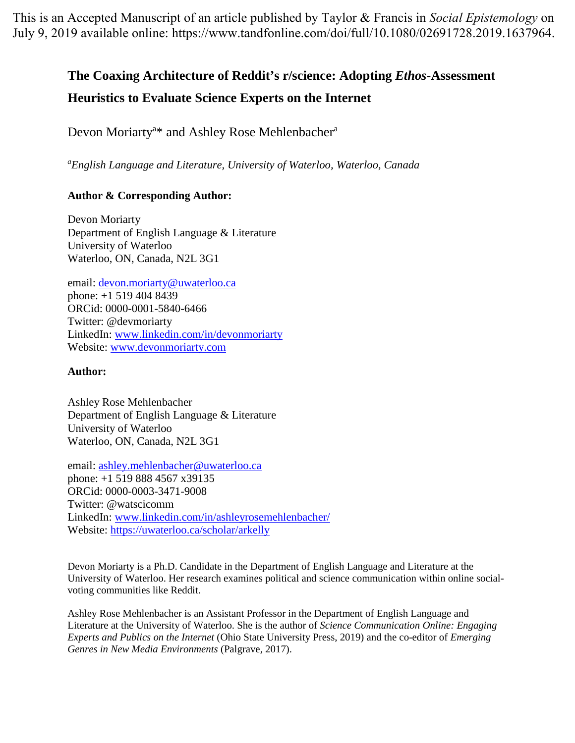This is an Accepted Manuscript of an article published by Taylor & Francis in *Social Epistemology* on July 9, 2019 available online: https://www.tandfonline.com/doi/full/10.1080/02691728.2019.1637964.

# The Coaxing Architecture of Reddit's r/science: Adopting *Ethos*-Assessment Heuristics to Evaluate Science Experts on the Internet

Devon Moriarty[a]* and Ashley Rose Mehlenbacher[a]

[a]*English Language and Literature, University of Waterloo, Waterloo, Canada*

**Author & Corresponding Author:**

Devon Moriarty
Department of English Language & Literature
University of Waterloo
Waterloo, ON, Canada, N2L 3G1

email: devon.moriarty@uwaterloo.ca
phone: +1 519 404 8439
ORCid: 0000-0001-5840-6466
Twitter: @devmoriarty
LinkedIn: www.linkedin.com/in/devonmoriarty
Website: www.devonmoriarty.com

**Author:**

Ashley Rose Mehlenbacher
Department of English Language & Literature
University of Waterloo
Waterloo, ON, Canada, N2L 3G1

email: ashley.mehlenbacher@uwaterloo.ca
phone: +1 519 888 4567 x39135
ORCid: 0000-0003-3471-9008
Twitter: @watscicomm
LinkedIn: www.linkedin.com/in/ashleyrosemehlenbacher/
Website: https://uwaterloo.ca/scholar/arkelly

Devon Moriarty is a Ph.D. Candidate in the Department of English Language and Literature at the University of Waterloo. Her research examines political and science communication within online social-voting communities like Reddit.

Ashley Rose Mehlenbacher is an Assistant Professor in the Department of English Language and Literature at the University of Waterloo. She is the author of *Science Communication Online: Engaging Experts and Publics on the Internet* (Ohio State University Press, 2019) and the co-editor of *Emerging Genres in New Media Environments* (Palgrave, 2017).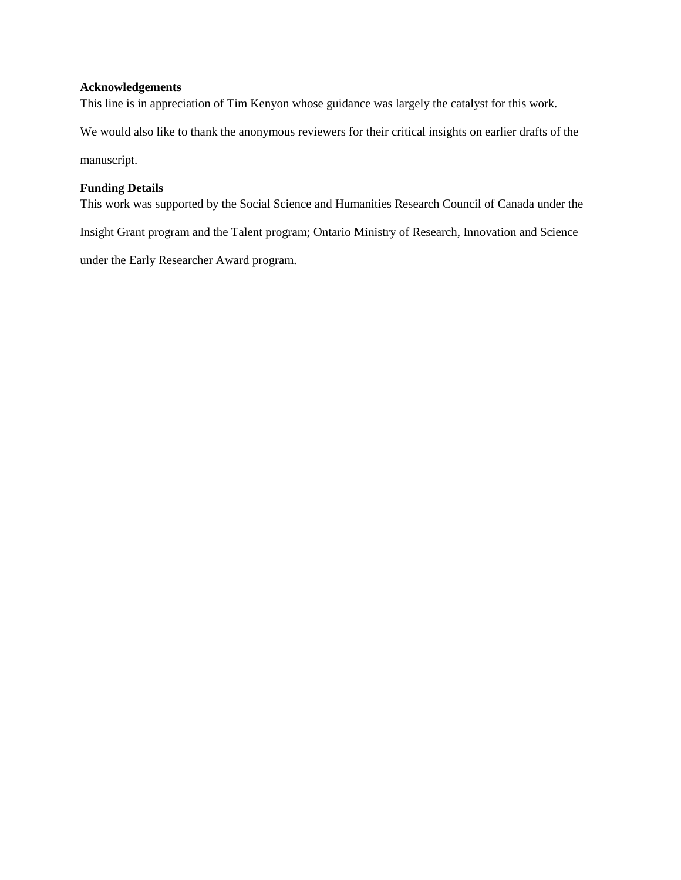**Acknowledgements**

This line is in appreciation of Tim Kenyon whose guidance was largely the catalyst for this work.

We would also like to thank the anonymous reviewers for their critical insights on earlier drafts of the manuscript.

**Funding Details**

This work was supported by the Social Science and Humanities Research Council of Canada under the Insight Grant program and the Talent program; Ontario Ministry of Research, Innovation and Science under the Early Researcher Award program.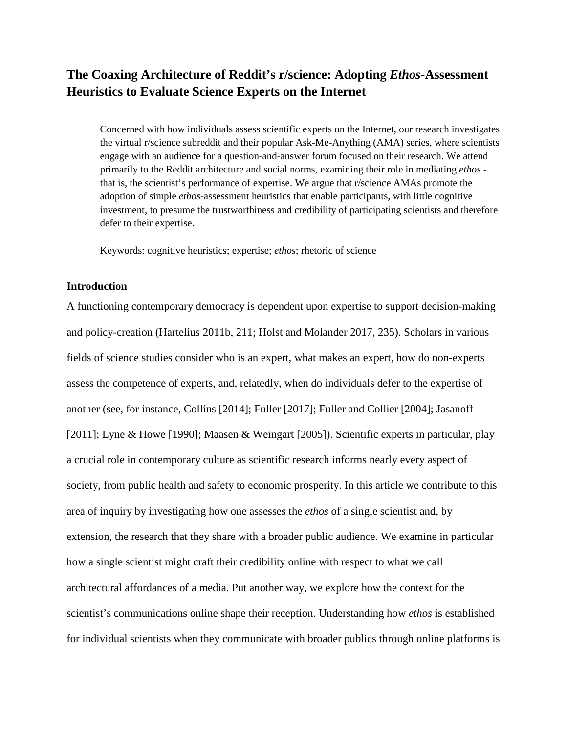# The Coaxing Architecture of Reddit's r/science: Adopting *Ethos*-Assessment Heuristics to Evaluate Science Experts on the Internet

Concerned with how individuals assess scientific experts on the Internet, our research investigates the virtual r/science subreddit and their popular Ask-Me-Anything (AMA) series, where scientists engage with an audience for a question-and-answer forum focused on their research. We attend primarily to the Reddit architecture and social norms, examining their role in mediating *ethos* - that is, the scientist's performance of expertise. We argue that r/science AMAs promote the adoption of simple *ethos*-assessment heuristics that enable participants, with little cognitive investment, to presume the trustworthiness and credibility of participating scientists and therefore defer to their expertise.

Keywords: cognitive heuristics; expertise; *ethos*; rhetoric of science

## Introduction

A functioning contemporary democracy is dependent upon expertise to support decision-making and policy-creation (Hartelius 2011b, 211; Holst and Molander 2017, 235). Scholars in various fields of science studies consider who is an expert, what makes an expert, how do non-experts assess the competence of experts, and, relatedly, when do individuals defer to the expertise of another (see, for instance, Collins [2014]; Fuller [2017]; Fuller and Collier [2004]; Jasanoff [2011]; Lyne & Howe [1990]; Maasen & Weingart [2005]). Scientific experts in particular, play a crucial role in contemporary culture as scientific research informs nearly every aspect of society, from public health and safety to economic prosperity. In this article we contribute to this area of inquiry by investigating how one assesses the *ethos* of a single scientist and, by extension, the research that they share with a broader public audience. We examine in particular how a single scientist might craft their credibility online with respect to what we call architectural affordances of a media. Put another way, we explore how the context for the scientist's communications online shape their reception. Understanding how *ethos* is established for individual scientists when they communicate with broader publics through online platforms is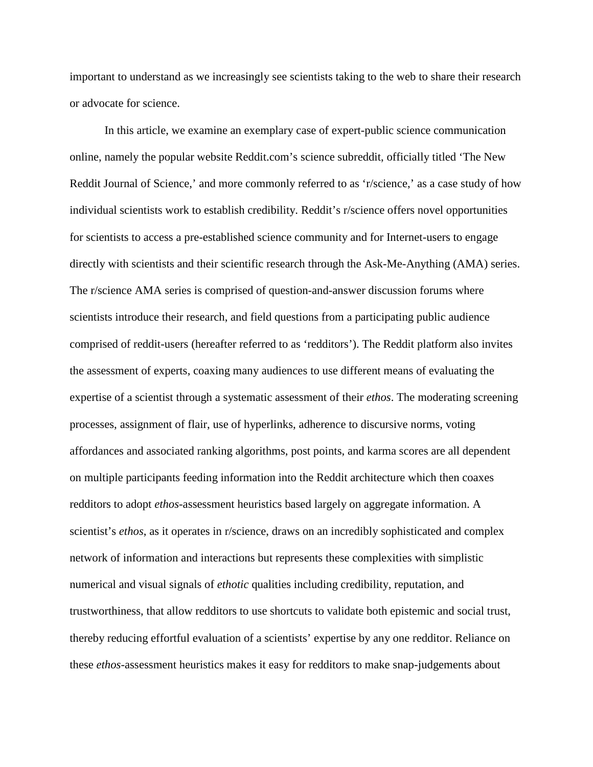important to understand as we increasingly see scientists taking to the web to share their research or advocate for science.

In this article, we examine an exemplary case of expert-public science communication online, namely the popular website Reddit.com's science subreddit, officially titled 'The New Reddit Journal of Science,' and more commonly referred to as 'r/science,' as a case study of how individual scientists work to establish credibility. Reddit's r/science offers novel opportunities for scientists to access a pre-established science community and for Internet-users to engage directly with scientists and their scientific research through the Ask-Me-Anything (AMA) series. The r/science AMA series is comprised of question-and-answer discussion forums where scientists introduce their research, and field questions from a participating public audience comprised of reddit-users (hereafter referred to as 'redditors'). The Reddit platform also invites the assessment of experts, coaxing many audiences to use different means of evaluating the expertise of a scientist through a systematic assessment of their *ethos*. The moderating screening processes, assignment of flair, use of hyperlinks, adherence to discursive norms, voting affordances and associated ranking algorithms, post points, and karma scores are all dependent on multiple participants feeding information into the Reddit architecture which then coaxes redditors to adopt *ethos*-assessment heuristics based largely on aggregate information. A scientist's *ethos*, as it operates in r/science, draws on an incredibly sophisticated and complex network of information and interactions but represents these complexities with simplistic numerical and visual signals of *ethotic* qualities including credibility, reputation, and trustworthiness, that allow redditors to use shortcuts to validate both epistemic and social trust, thereby reducing effortful evaluation of a scientists' expertise by any one redditor. Reliance on these *ethos*-assessment heuristics makes it easy for redditors to make snap-judgements about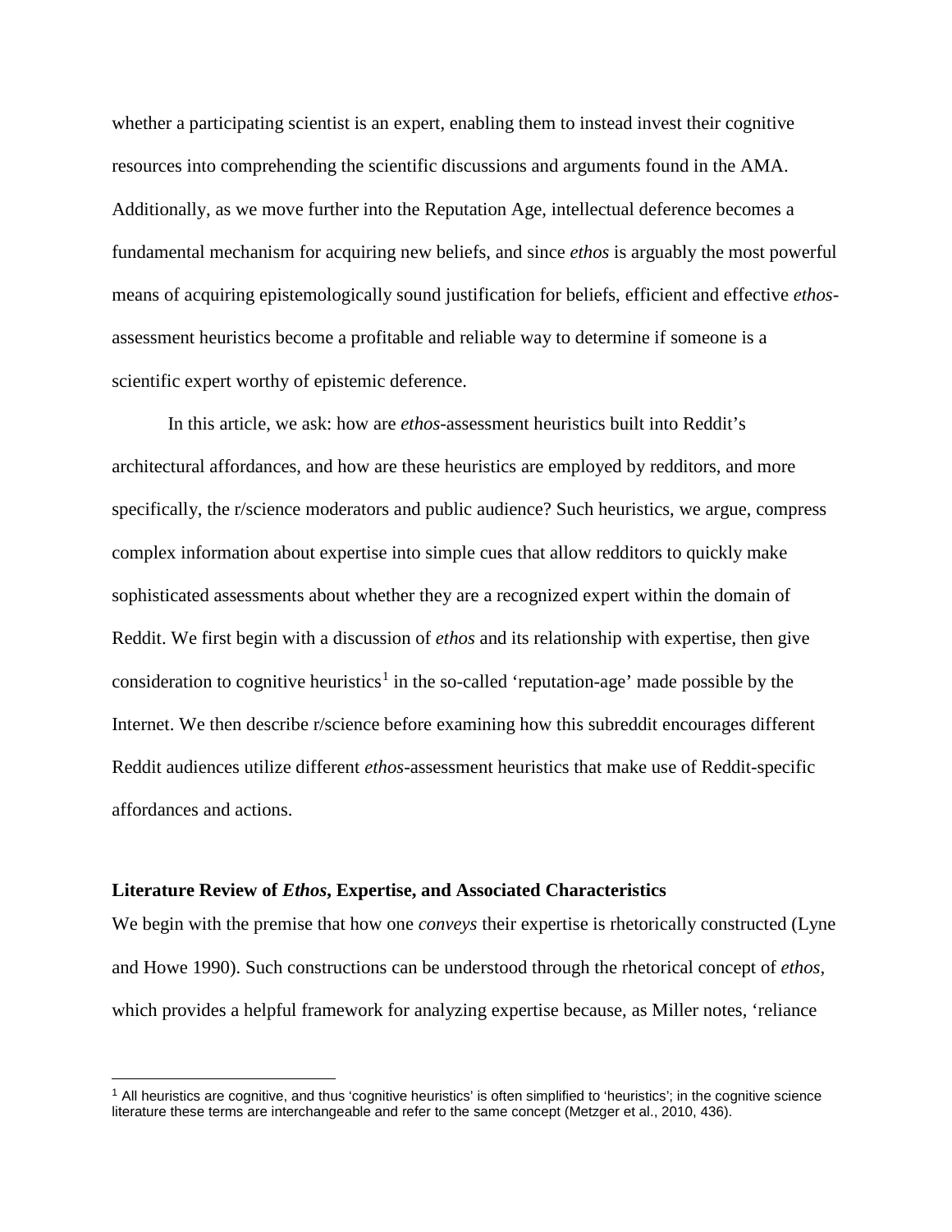whether a participating scientist is an expert, enabling them to instead invest their cognitive resources into comprehending the scientific discussions and arguments found in the AMA. Additionally, as we move further into the Reputation Age, intellectual deference becomes a fundamental mechanism for acquiring new beliefs, and since *ethos* is arguably the most powerful means of acquiring epistemologically sound justification for beliefs, efficient and effective *ethos*-assessment heuristics become a profitable and reliable way to determine if someone is a scientific expert worthy of epistemic deference.

In this article, we ask: how are *ethos*-assessment heuristics built into Reddit's architectural affordances, and how are these heuristics are employed by redditors, and more specifically, the r/science moderators and public audience? Such heuristics, we argue, compress complex information about expertise into simple cues that allow redditors to quickly make sophisticated assessments about whether they are a recognized expert within the domain of Reddit. We first begin with a discussion of *ethos* and its relationship with expertise, then give consideration to cognitive heuristics[1] in the so-called 'reputation-age' made possible by the Internet. We then describe r/science before examining how this subreddit encourages different Reddit audiences utilize different *ethos*-assessment heuristics that make use of Reddit-specific affordances and actions.

## Literature Review of *Ethos*, Expertise, and Associated Characteristics

We begin with the premise that how one *conveys* their expertise is rhetorically constructed (Lyne and Howe 1990). Such constructions can be understood through the rhetorical concept of *ethos*, which provides a helpful framework for analyzing expertise because, as Miller notes, 'reliance

[1] All heuristics are cognitive, and thus 'cognitive heuristics' is often simplified to 'heuristics'; in the cognitive science literature these terms are interchangeable and refer to the same concept (Metzger et al., 2010, 436).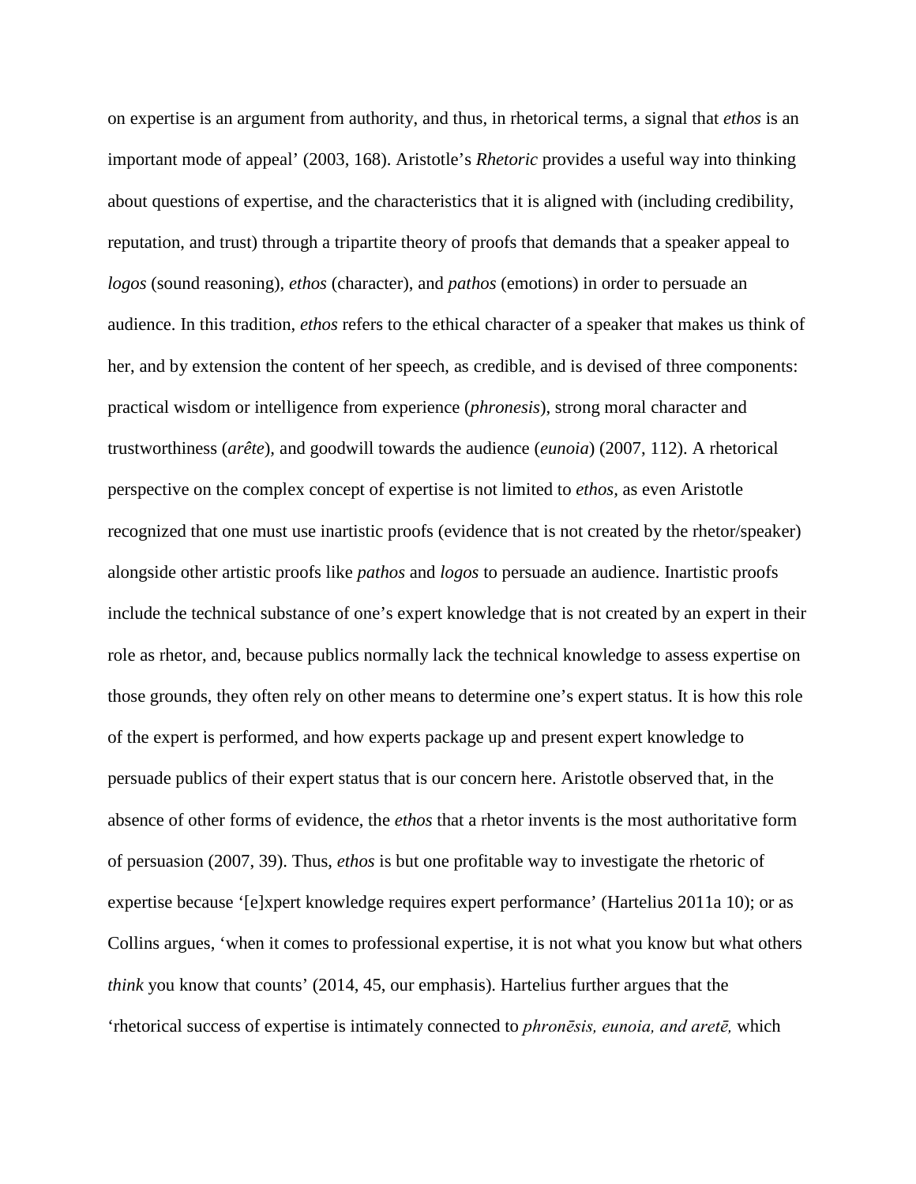on expertise is an argument from authority, and thus, in rhetorical terms, a signal that *ethos* is an important mode of appeal' (2003, 168). Aristotle's *Rhetoric* provides a useful way into thinking about questions of expertise, and the characteristics that it is aligned with (including credibility, reputation, and trust) through a tripartite theory of proofs that demands that a speaker appeal to *logos* (sound reasoning), *ethos* (character), and *pathos* (emotions) in order to persuade an audience. In this tradition, *ethos* refers to the ethical character of a speaker that makes us think of her, and by extension the content of her speech, as credible, and is devised of three components: practical wisdom or intelligence from experience (*phronesis*), strong moral character and trustworthiness (*arête*), and goodwill towards the audience (*eunoia*) (2007, 112). A rhetorical perspective on the complex concept of expertise is not limited to *ethos*, as even Aristotle recognized that one must use inartistic proofs (evidence that is not created by the rhetor/speaker) alongside other artistic proofs like *pathos* and *logos* to persuade an audience. Inartistic proofs include the technical substance of one's expert knowledge that is not created by an expert in their role as rhetor, and, because publics normally lack the technical knowledge to assess expertise on those grounds, they often rely on other means to determine one's expert status. It is how this role of the expert is performed, and how experts package up and present expert knowledge to persuade publics of their expert status that is our concern here. Aristotle observed that, in the absence of other forms of evidence, the *ethos* that a rhetor invents is the most authoritative form of persuasion (2007, 39). Thus, *ethos* is but one profitable way to investigate the rhetoric of expertise because '[e]xpert knowledge requires expert performance' (Hartelius 2011a 10); or as Collins argues, 'when it comes to professional expertise, it is not what you know but what others *think* you know that counts' (2014, 45, our emphasis). Hartelius further argues that the 'rhetorical success of expertise is intimately connected to *phronēsis, eunoia, and aretē,* which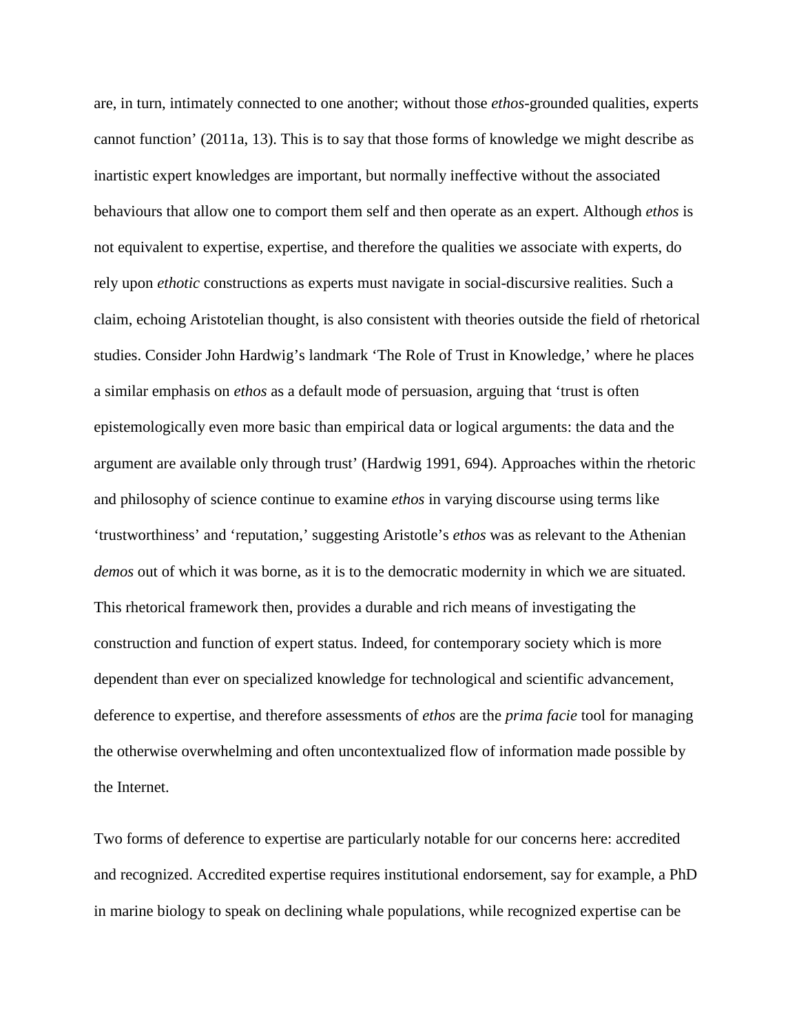are, in turn, intimately connected to one another; without those *ethos*-grounded qualities, experts cannot function' (2011a, 13). This is to say that those forms of knowledge we might describe as inartistic expert knowledges are important, but normally ineffective without the associated behaviours that allow one to comport them self and then operate as an expert. Although *ethos* is not equivalent to expertise, expertise, and therefore the qualities we associate with experts, do rely upon *ethotic* constructions as experts must navigate in social-discursive realities. Such a claim, echoing Aristotelian thought, is also consistent with theories outside the field of rhetorical studies. Consider John Hardwig's landmark 'The Role of Trust in Knowledge,' where he places a similar emphasis on *ethos* as a default mode of persuasion, arguing that 'trust is often epistemologically even more basic than empirical data or logical arguments: the data and the argument are available only through trust' (Hardwig 1991, 694). Approaches within the rhetoric and philosophy of science continue to examine *ethos* in varying discourse using terms like 'trustworthiness' and 'reputation,' suggesting Aristotle's *ethos* was as relevant to the Athenian *demos* out of which it was borne, as it is to the democratic modernity in which we are situated. This rhetorical framework then, provides a durable and rich means of investigating the construction and function of expert status. Indeed, for contemporary society which is more dependent than ever on specialized knowledge for technological and scientific advancement, deference to expertise, and therefore assessments of *ethos* are the *prima facie* tool for managing the otherwise overwhelming and often uncontextualized flow of information made possible by the Internet.

Two forms of deference to expertise are particularly notable for our concerns here: accredited and recognized. Accredited expertise requires institutional endorsement, say for example, a PhD in marine biology to speak on declining whale populations, while recognized expertise can be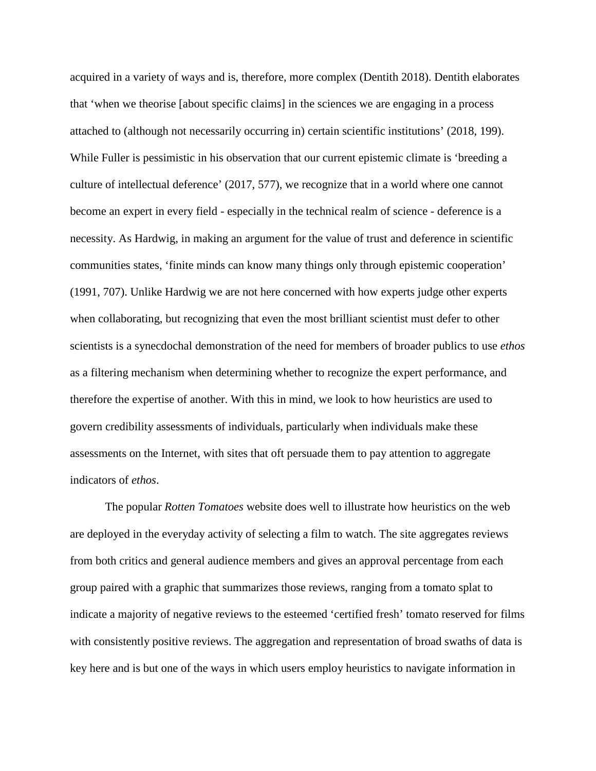acquired in a variety of ways and is, therefore, more complex (Dentith 2018). Dentith elaborates that 'when we theorise [about specific claims] in the sciences we are engaging in a process attached to (although not necessarily occurring in) certain scientific institutions' (2018, 199). While Fuller is pessimistic in his observation that our current epistemic climate is 'breeding a culture of intellectual deference' (2017, 577), we recognize that in a world where one cannot become an expert in every field - especially in the technical realm of science - deference is a necessity. As Hardwig, in making an argument for the value of trust and deference in scientific communities states, 'finite minds can know many things only through epistemic cooperation' (1991, 707). Unlike Hardwig we are not here concerned with how experts judge other experts when collaborating, but recognizing that even the most brilliant scientist must defer to other scientists is a synecdochal demonstration of the need for members of broader publics to use *ethos* as a filtering mechanism when determining whether to recognize the expert performance, and therefore the expertise of another. With this in mind, we look to how heuristics are used to govern credibility assessments of individuals, particularly when individuals make these assessments on the Internet, with sites that oft persuade them to pay attention to aggregate indicators of *ethos*.

The popular *Rotten Tomatoes* website does well to illustrate how heuristics on the web are deployed in the everyday activity of selecting a film to watch. The site aggregates reviews from both critics and general audience members and gives an approval percentage from each group paired with a graphic that summarizes those reviews, ranging from a tomato splat to indicate a majority of negative reviews to the esteemed 'certified fresh' tomato reserved for films with consistently positive reviews. The aggregation and representation of broad swaths of data is key here and is but one of the ways in which users employ heuristics to navigate information in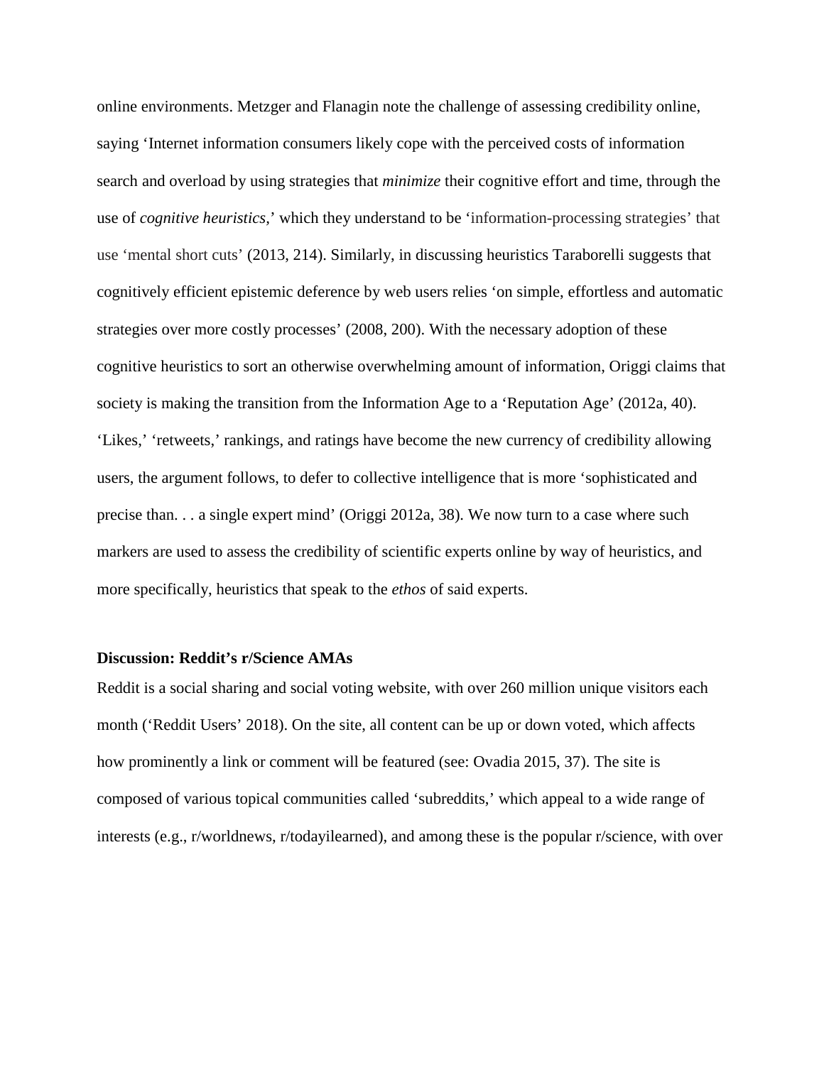online environments. Metzger and Flanagin note the challenge of assessing credibility online, saying 'Internet information consumers likely cope with the perceived costs of information search and overload by using strategies that *minimize* their cognitive effort and time, through the use of *cognitive heuristics*,' which they understand to be 'information-processing strategies' that use 'mental short cuts' (2013, 214). Similarly, in discussing heuristics Taraborelli suggests that cognitively efficient epistemic deference by web users relies 'on simple, effortless and automatic strategies over more costly processes' (2008, 200). With the necessary adoption of these cognitive heuristics to sort an otherwise overwhelming amount of information, Origgi claims that society is making the transition from the Information Age to a 'Reputation Age' (2012a, 40). 'Likes,' 'retweets,' rankings, and ratings have become the new currency of credibility allowing users, the argument follows, to defer to collective intelligence that is more 'sophisticated and precise than. . . a single expert mind' (Origgi 2012a, 38). We now turn to a case where such markers are used to assess the credibility of scientific experts online by way of heuristics, and more specifically, heuristics that speak to the *ethos* of said experts.

**Discussion: Reddit's r/Science AMAs**

Reddit is a social sharing and social voting website, with over 260 million unique visitors each month ('Reddit Users' 2018). On the site, all content can be up or down voted, which affects how prominently a link or comment will be featured (see: Ovadia 2015, 37). The site is composed of various topical communities called 'subreddits,' which appeal to a wide range of interests (e.g., r/worldnews, r/todayilearned), and among these is the popular r/science, with over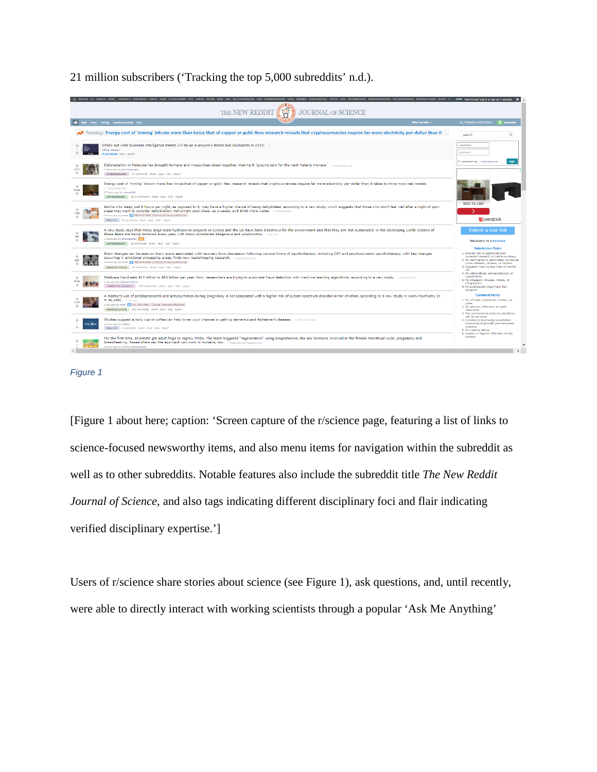21 million subscribers (‘Tracking the top 5,000 subreddits’ n.d.).

*Figure 1*

[Figure 1 about here; caption: ‘Screen capture of the r/science page, featuring a list of links to science-focused newsworthy items, and also menu items for navigation within the subreddit as well as to other subreddits. Notable features also include the subreddit title *The New Reddit Journal of Science*, and also tags indicating different disciplinary foci and flair indicating verified disciplinary expertise.’]

Users of r/science share stories about science (see Figure 1), ask questions, and, until recently, were able to directly interact with working scientists through a popular ‘Ask Me Anything’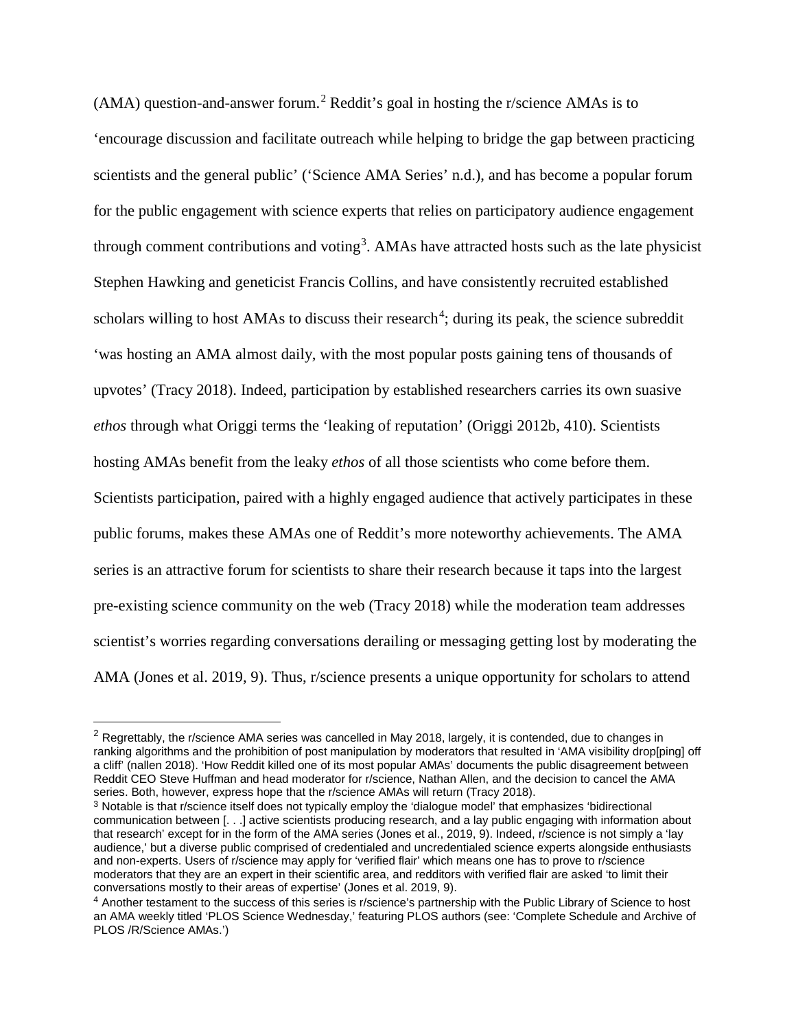(AMA) question-and-answer forum.[2] Reddit's goal in hosting the r/science AMAs is to 'encourage discussion and facilitate outreach while helping to bridge the gap between practicing scientists and the general public' ('Science AMA Series' n.d.), and has become a popular forum for the public engagement with science experts that relies on participatory audience engagement through comment contributions and voting[3]. AMAs have attracted hosts such as the late physicist Stephen Hawking and geneticist Francis Collins, and have consistently recruited established scholars willing to host AMAs to discuss their research[4]; during its peak, the science subreddit 'was hosting an AMA almost daily, with the most popular posts gaining tens of thousands of upvotes' (Tracy 2018). Indeed, participation by established researchers carries its own suasive *ethos* through what Origgi terms the 'leaking of reputation' (Origgi 2012b, 410). Scientists hosting AMAs benefit from the leaky *ethos* of all those scientists who come before them. Scientists participation, paired with a highly engaged audience that actively participates in these public forums, makes these AMAs one of Reddit's more noteworthy achievements. The AMA series is an attractive forum for scientists to share their research because it taps into the largest pre-existing science community on the web (Tracy 2018) while the moderation team addresses scientist's worries regarding conversations derailing or messaging getting lost by moderating the AMA (Jones et al. 2019, 9). Thus, r/science presents a unique opportunity for scholars to attend

[2] Regrettably, the r/science AMA series was cancelled in May 2018, largely, it is contended, due to changes in ranking algorithms and the prohibition of post manipulation by moderators that resulted in 'AMA visibility drop[ping] off a cliff' (nallen 2018). 'How Reddit killed one of its most popular AMAs' documents the public disagreement between Reddit CEO Steve Huffman and head moderator for r/science, Nathan Allen, and the decision to cancel the AMA series. Both, however, express hope that the r/science AMAs will return (Tracy 2018).

[3] Notable is that r/science itself does not typically employ the 'dialogue model' that emphasizes 'bidirectional communication between [. . .] active scientists producing research, and a lay public engaging with information about that research' except for in the form of the AMA series (Jones et al., 2019, 9). Indeed, r/science is not simply a 'lay audience,' but a diverse public comprised of credentialed and uncredentialed science experts alongside enthusiasts and non-experts. Users of r/science may apply for 'verified flair' which means one has to prove to r/science moderators that they are an expert in their scientific area, and redditors with verified flair are asked 'to limit their conversations mostly to their areas of expertise' (Jones et al. 2019, 9).

[4] Another testament to the success of this series is r/science's partnership with the Public Library of Science to host an AMA weekly titled 'PLOS Science Wednesday,' featuring PLOS authors (see: 'Complete Schedule and Archive of PLOS /R/Science AMAs.')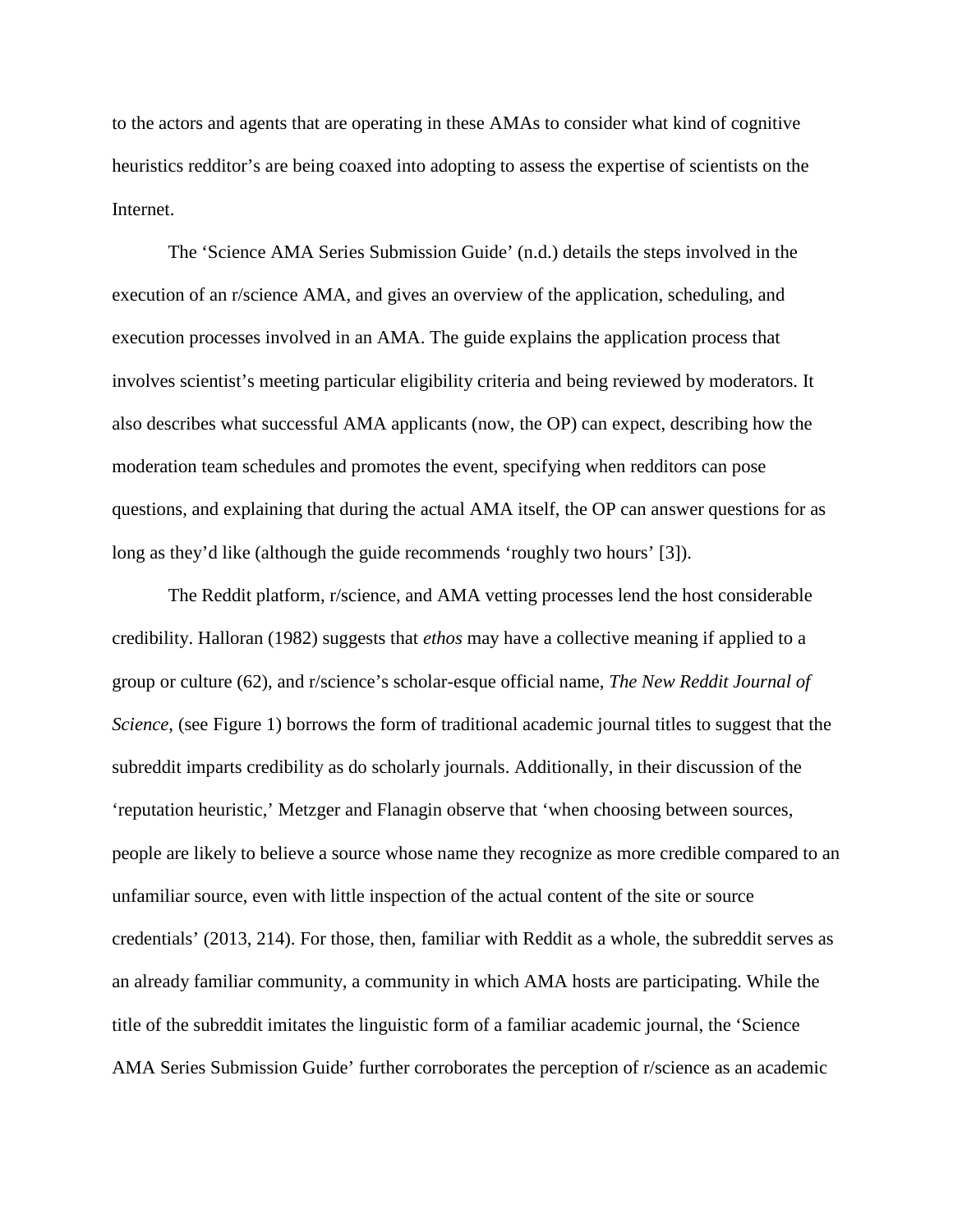to the actors and agents that are operating in these AMAs to consider what kind of cognitive heuristics redditor's are being coaxed into adopting to assess the expertise of scientists on the Internet.

The 'Science AMA Series Submission Guide' (n.d.) details the steps involved in the execution of an r/science AMA, and gives an overview of the application, scheduling, and execution processes involved in an AMA. The guide explains the application process that involves scientist's meeting particular eligibility criteria and being reviewed by moderators. It also describes what successful AMA applicants (now, the OP) can expect, describing how the moderation team schedules and promotes the event, specifying when redditors can pose questions, and explaining that during the actual AMA itself, the OP can answer questions for as long as they'd like (although the guide recommends 'roughly two hours' [3]).

The Reddit platform, r/science, and AMA vetting processes lend the host considerable credibility. Halloran (1982) suggests that *ethos* may have a collective meaning if applied to a group or culture (62), and r/science's scholar-esque official name, *The New Reddit Journal of Science*, (see Figure 1) borrows the form of traditional academic journal titles to suggest that the subreddit imparts credibility as do scholarly journals. Additionally, in their discussion of the 'reputation heuristic,' Metzger and Flanagin observe that 'when choosing between sources, people are likely to believe a source whose name they recognize as more credible compared to an unfamiliar source, even with little inspection of the actual content of the site or source credentials' (2013, 214). For those, then, familiar with Reddit as a whole, the subreddit serves as an already familiar community, a community in which AMA hosts are participating. While the title of the subreddit imitates the linguistic form of a familiar academic journal, the 'Science AMA Series Submission Guide' further corroborates the perception of r/science as an academic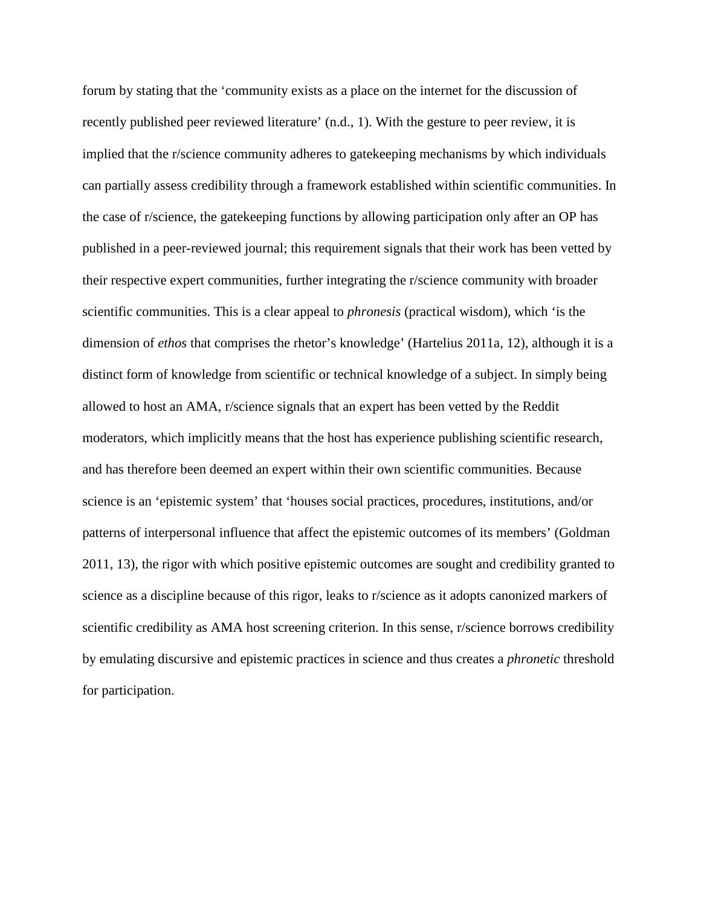forum by stating that the 'community exists as a place on the internet for the discussion of recently published peer reviewed literature' (n.d., 1). With the gesture to peer review, it is implied that the r/science community adheres to gatekeeping mechanisms by which individuals can partially assess credibility through a framework established within scientific communities. In the case of r/science, the gatekeeping functions by allowing participation only after an OP has published in a peer-reviewed journal; this requirement signals that their work has been vetted by their respective expert communities, further integrating the r/science community with broader scientific communities. This is a clear appeal to *phronesis* (practical wisdom), which 'is the dimension of *ethos* that comprises the rhetor's knowledge' (Hartelius 2011a, 12), although it is a distinct form of knowledge from scientific or technical knowledge of a subject. In simply being allowed to host an AMA, r/science signals that an expert has been vetted by the Reddit moderators, which implicitly means that the host has experience publishing scientific research, and has therefore been deemed an expert within their own scientific communities. Because science is an 'epistemic system' that 'houses social practices, procedures, institutions, and/or patterns of interpersonal influence that affect the epistemic outcomes of its members' (Goldman 2011, 13), the rigor with which positive epistemic outcomes are sought and credibility granted to science as a discipline because of this rigor, leaks to r/science as it adopts canonized markers of scientific credibility as AMA host screening criterion. In this sense, r/science borrows credibility by emulating discursive and epistemic practices in science and thus creates a *phronetic* threshold for participation.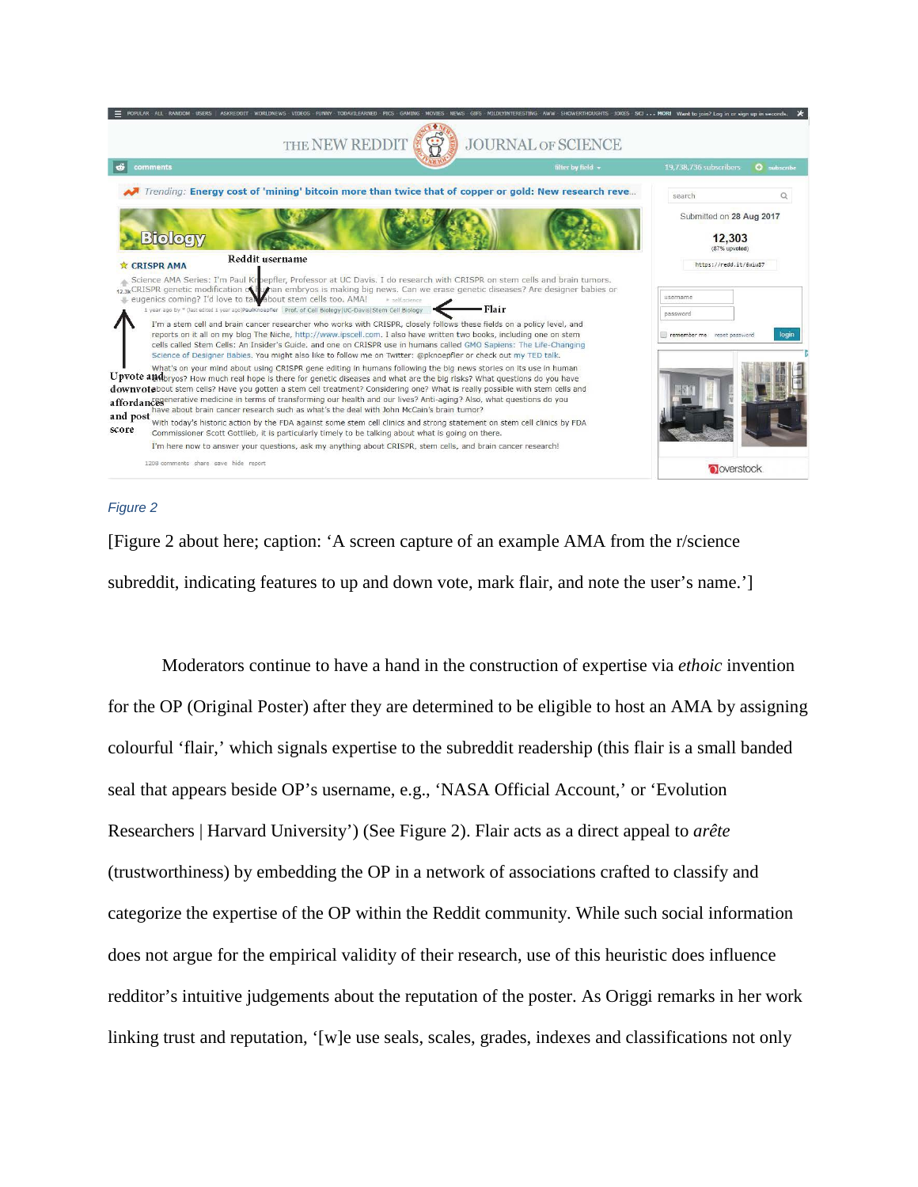*Figure 2*

[Figure 2 about here; caption: 'A screen capture of an example AMA from the r/science subreddit, indicating features to up and down vote, mark flair, and note the user's name.']

Moderators continue to have a hand in the construction of expertise via *ethoic* invention for the OP (Original Poster) after they are determined to be eligible to host an AMA by assigning colourful 'flair,' which signals expertise to the subreddit readership (this flair is a small banded seal that appears beside OP's username, e.g., 'NASA Official Account,' or 'Evolution Researchers | Harvard University') (See Figure 2). Flair acts as a direct appeal to *arête* (trustworthiness) by embedding the OP in a network of associations crafted to classify and categorize the expertise of the OP within the Reddit community. While such social information does not argue for the empirical validity of their research, use of this heuristic does influence redditor's intuitive judgements about the reputation of the poster. As Origgi remarks in her work linking trust and reputation, '[w]e use seals, scales, grades, indexes and classifications not only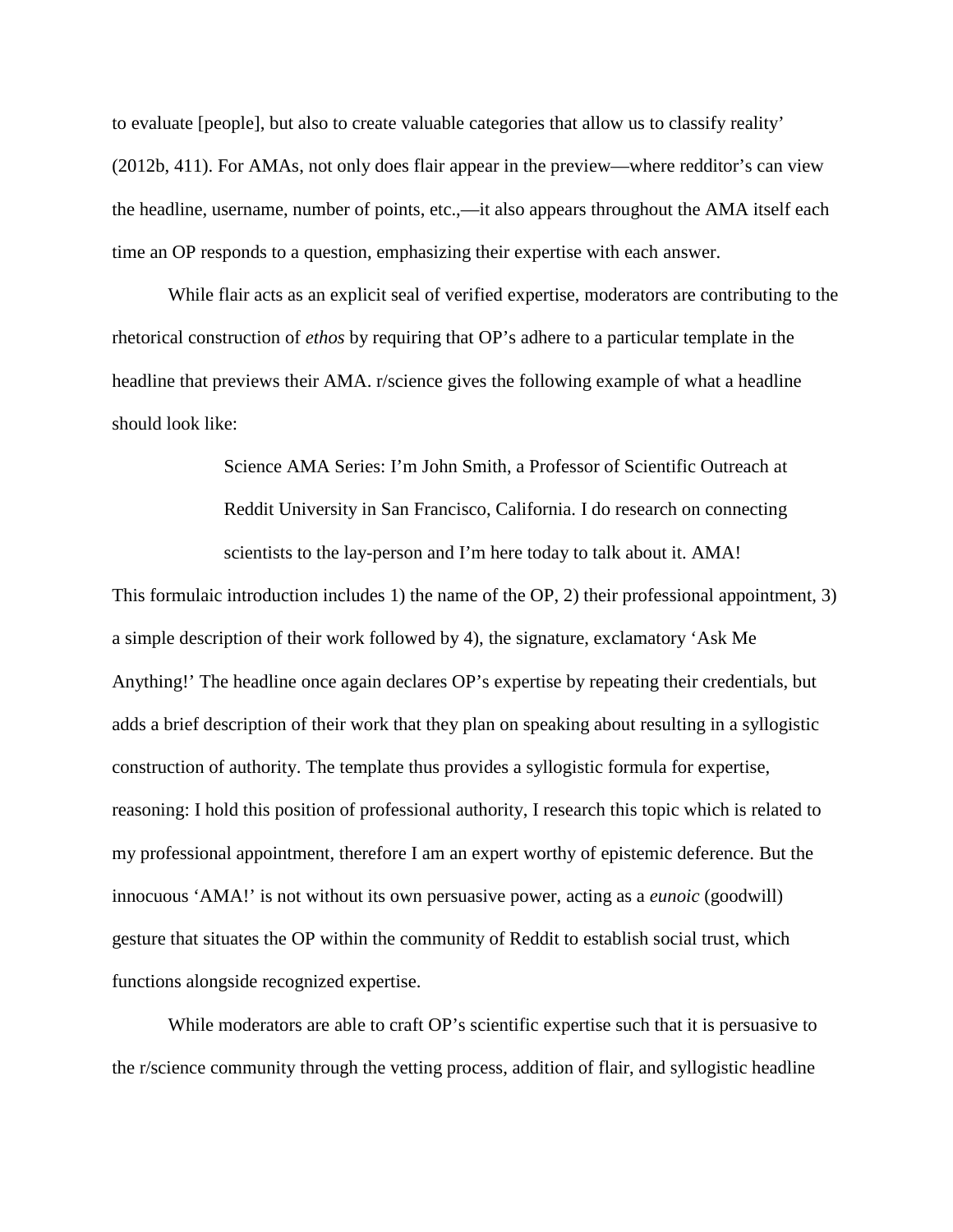to evaluate [people], but also to create valuable categories that allow us to classify reality' (2012b, 411). For AMAs, not only does flair appear in the preview—where redditor's can view the headline, username, number of points, etc.,—it also appears throughout the AMA itself each time an OP responds to a question, emphasizing their expertise with each answer.

While flair acts as an explicit seal of verified expertise, moderators are contributing to the rhetorical construction of *ethos* by requiring that OP's adhere to a particular template in the headline that previews their AMA. r/science gives the following example of what a headline should look like:

> Science AMA Series: I'm John Smith, a Professor of Scientific Outreach at Reddit University in San Francisco, California. I do research on connecting scientists to the lay-person and I'm here today to talk about it. AMA!

This formulaic introduction includes 1) the name of the OP, 2) their professional appointment, 3) a simple description of their work followed by 4), the signature, exclamatory 'Ask Me Anything!' The headline once again declares OP's expertise by repeating their credentials, but adds a brief description of their work that they plan on speaking about resulting in a syllogistic construction of authority. The template thus provides a syllogistic formula for expertise, reasoning: I hold this position of professional authority, I research this topic which is related to my professional appointment, therefore I am an expert worthy of epistemic deference. But the innocuous 'AMA!' is not without its own persuasive power, acting as a *eunoic* (goodwill) gesture that situates the OP within the community of Reddit to establish social trust, which functions alongside recognized expertise.

While moderators are able to craft OP's scientific expertise such that it is persuasive to the r/science community through the vetting process, addition of flair, and syllogistic headline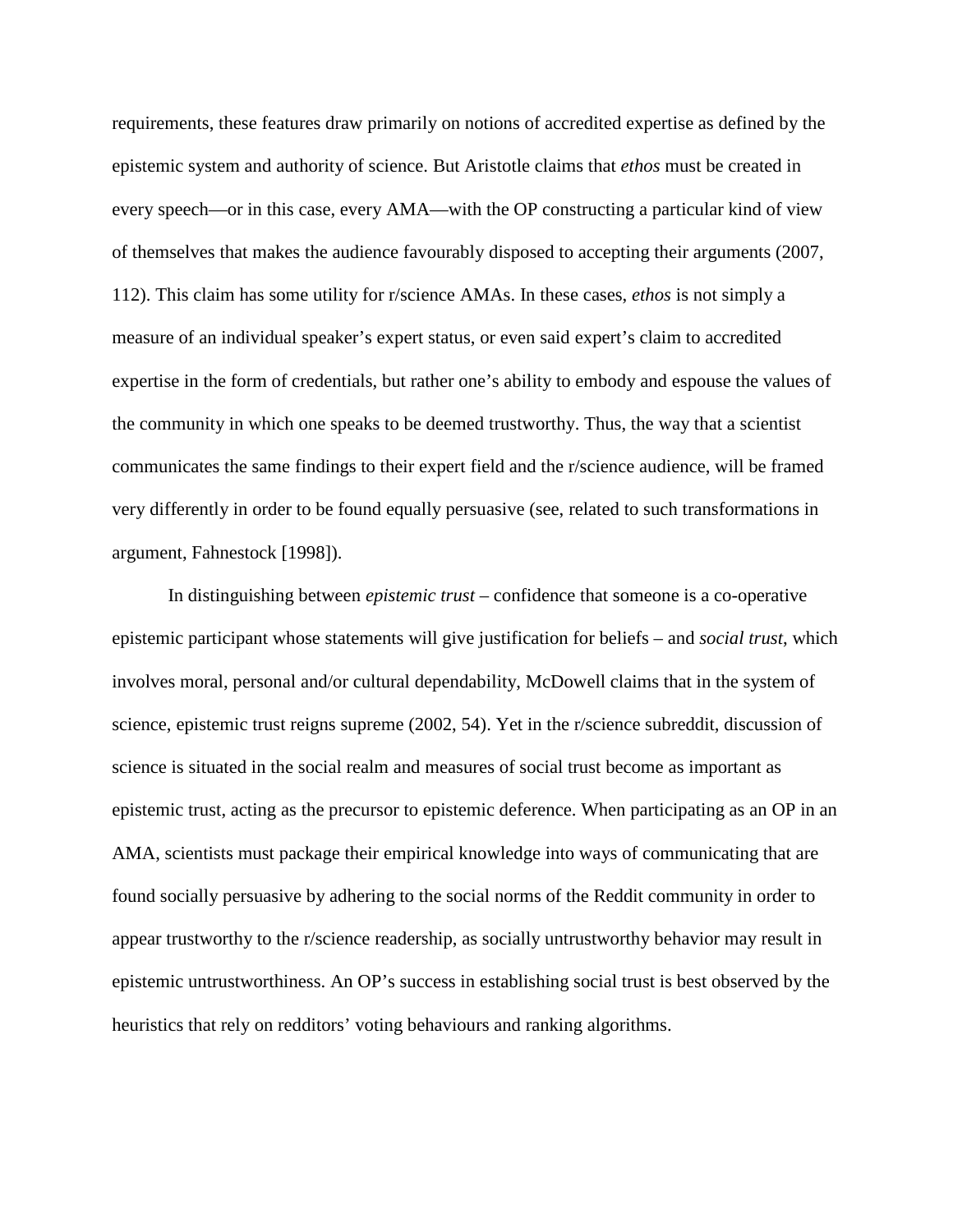requirements, these features draw primarily on notions of accredited expertise as defined by the epistemic system and authority of science. But Aristotle claims that *ethos* must be created in every speech—or in this case, every AMA—with the OP constructing a particular kind of view of themselves that makes the audience favourably disposed to accepting their arguments (2007, 112). This claim has some utility for r/science AMAs. In these cases, *ethos* is not simply a measure of an individual speaker's expert status, or even said expert's claim to accredited expertise in the form of credentials, but rather one's ability to embody and espouse the values of the community in which one speaks to be deemed trustworthy. Thus, the way that a scientist communicates the same findings to their expert field and the r/science audience, will be framed very differently in order to be found equally persuasive (see, related to such transformations in argument, Fahnestock [1998]).

In distinguishing between *epistemic trust* – confidence that someone is a co-operative epistemic participant whose statements will give justification for beliefs – and *social trust*, which involves moral, personal and/or cultural dependability, McDowell claims that in the system of science, epistemic trust reigns supreme (2002, 54). Yet in the r/science subreddit, discussion of science is situated in the social realm and measures of social trust become as important as epistemic trust, acting as the precursor to epistemic deference. When participating as an OP in an AMA, scientists must package their empirical knowledge into ways of communicating that are found socially persuasive by adhering to the social norms of the Reddit community in order to appear trustworthy to the r/science readership, as socially untrustworthy behavior may result in epistemic untrustworthiness. An OP's success in establishing social trust is best observed by the heuristics that rely on redditors' voting behaviours and ranking algorithms.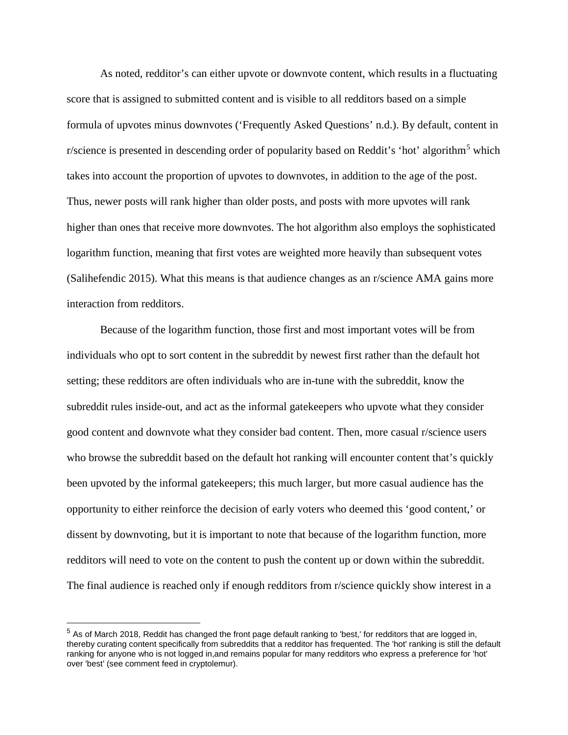As noted, redditor's can either upvote or downvote content, which results in a fluctuating score that is assigned to submitted content and is visible to all redditors based on a simple formula of upvotes minus downvotes ('Frequently Asked Questions' n.d.). By default, content in r/science is presented in descending order of popularity based on Reddit's 'hot' algorithm[5] which takes into account the proportion of upvotes to downvotes, in addition to the age of the post. Thus, newer posts will rank higher than older posts, and posts with more upvotes will rank higher than ones that receive more downvotes. The hot algorithm also employs the sophisticated logarithm function, meaning that first votes are weighted more heavily than subsequent votes (Salihefendic 2015). What this means is that audience changes as an r/science AMA gains more interaction from redditors.

Because of the logarithm function, those first and most important votes will be from individuals who opt to sort content in the subreddit by newest first rather than the default hot setting; these redditors are often individuals who are in-tune with the subreddit, know the subreddit rules inside-out, and act as the informal gatekeepers who upvote what they consider good content and downvote what they consider bad content. Then, more casual r/science users who browse the subreddit based on the default hot ranking will encounter content that's quickly been upvoted by the informal gatekeepers; this much larger, but more casual audience has the opportunity to either reinforce the decision of early voters who deemed this 'good content,' or dissent by downvoting, but it is important to note that because of the logarithm function, more redditors will need to vote on the content to push the content up or down within the subreddit. The final audience is reached only if enough redditors from r/science quickly show interest in a

---

[5] As of March 2018, Reddit has changed the front page default ranking to 'best,' for redditors that are logged in, thereby curating content specifically from subreddits that a redditor has frequented. The 'hot' ranking is still the default ranking for anyone who is not logged in,and remains popular for many redditors who express a preference for 'hot' over 'best' (see comment feed in cryptolemur).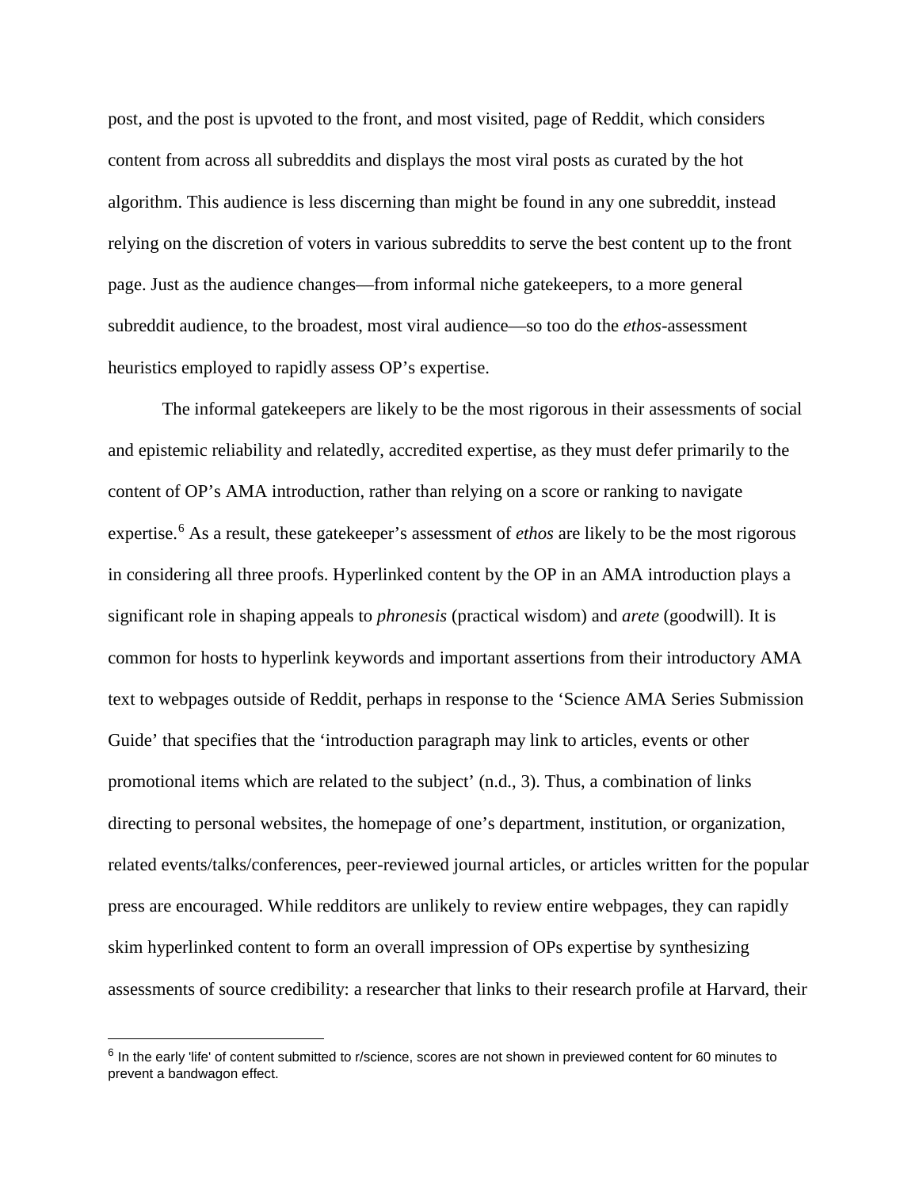post, and the post is upvoted to the front, and most visited, page of Reddit, which considers content from across all subreddits and displays the most viral posts as curated by the hot algorithm. This audience is less discerning than might be found in any one subreddit, instead relying on the discretion of voters in various subreddits to serve the best content up to the front page. Just as the audience changes—from informal niche gatekeepers, to a more general subreddit audience, to the broadest, most viral audience—so too do the *ethos*-assessment heuristics employed to rapidly assess OP's expertise.

The informal gatekeepers are likely to be the most rigorous in their assessments of social and epistemic reliability and relatedly, accredited expertise, as they must defer primarily to the content of OP's AMA introduction, rather than relying on a score or ranking to navigate expertise.[6] As a result, these gatekeeper's assessment of *ethos* are likely to be the most rigorous in considering all three proofs. Hyperlinked content by the OP in an AMA introduction plays a significant role in shaping appeals to *phronesis* (practical wisdom) and *arete* (goodwill). It is common for hosts to hyperlink keywords and important assertions from their introductory AMA text to webpages outside of Reddit, perhaps in response to the 'Science AMA Series Submission Guide' that specifies that the 'introduction paragraph may link to articles, events or other promotional items which are related to the subject' (n.d., 3). Thus, a combination of links directing to personal websites, the homepage of one's department, institution, or organization, related events/talks/conferences, peer-reviewed journal articles, or articles written for the popular press are encouraged. While redditors are unlikely to review entire webpages, they can rapidly skim hyperlinked content to form an overall impression of OPs expertise by synthesizing assessments of source credibility: a researcher that links to their research profile at Harvard, their

[6] In the early 'life' of content submitted to r/science, scores are not shown in previewed content for 60 minutes to prevent a bandwagon effect.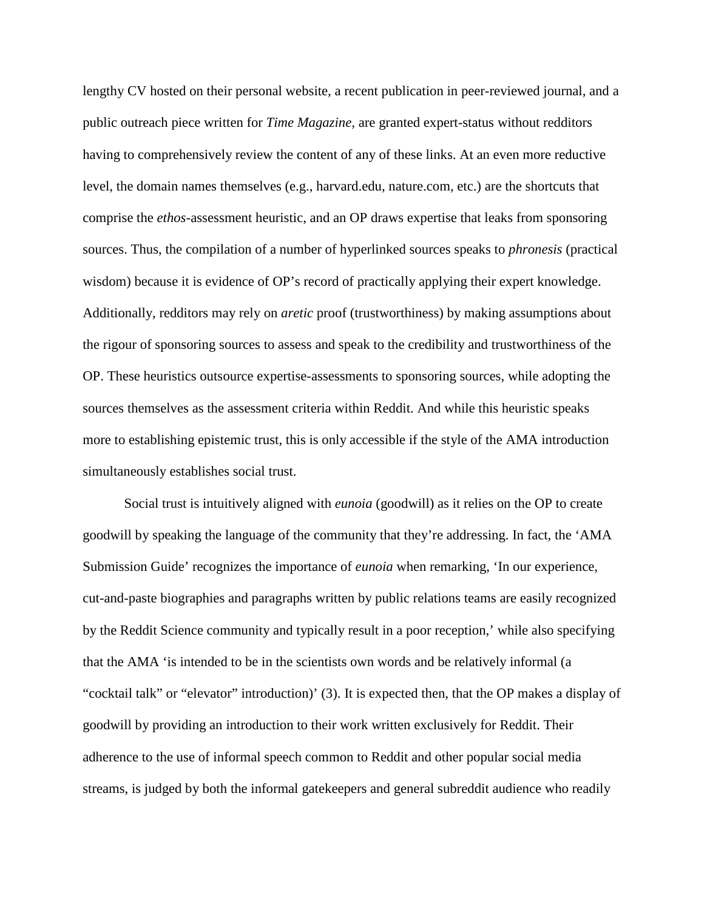lengthy CV hosted on their personal website, a recent publication in peer-reviewed journal, and a public outreach piece written for *Time Magazine,* are granted expert-status without redditors having to comprehensively review the content of any of these links. At an even more reductive level, the domain names themselves (e.g., harvard.edu, nature.com, etc.) are the shortcuts that comprise the *ethos*-assessment heuristic, and an OP draws expertise that leaks from sponsoring sources. Thus, the compilation of a number of hyperlinked sources speaks to *phronesis* (practical wisdom) because it is evidence of OP's record of practically applying their expert knowledge. Additionally, redditors may rely on *aretic* proof (trustworthiness) by making assumptions about the rigour of sponsoring sources to assess and speak to the credibility and trustworthiness of the OP. These heuristics outsource expertise-assessments to sponsoring sources, while adopting the sources themselves as the assessment criteria within Reddit. And while this heuristic speaks more to establishing epistemic trust, this is only accessible if the style of the AMA introduction simultaneously establishes social trust.

Social trust is intuitively aligned with *eunoia* (goodwill) as it relies on the OP to create goodwill by speaking the language of the community that they're addressing. In fact, the 'AMA Submission Guide' recognizes the importance of *eunoia* when remarking, 'In our experience, cut-and-paste biographies and paragraphs written by public relations teams are easily recognized by the Reddit Science community and typically result in a poor reception,' while also specifying that the AMA 'is intended to be in the scientists own words and be relatively informal (a "cocktail talk" or "elevator" introduction)' (3). It is expected then, that the OP makes a display of goodwill by providing an introduction to their work written exclusively for Reddit. Their adherence to the use of informal speech common to Reddit and other popular social media streams, is judged by both the informal gatekeepers and general subreddit audience who readily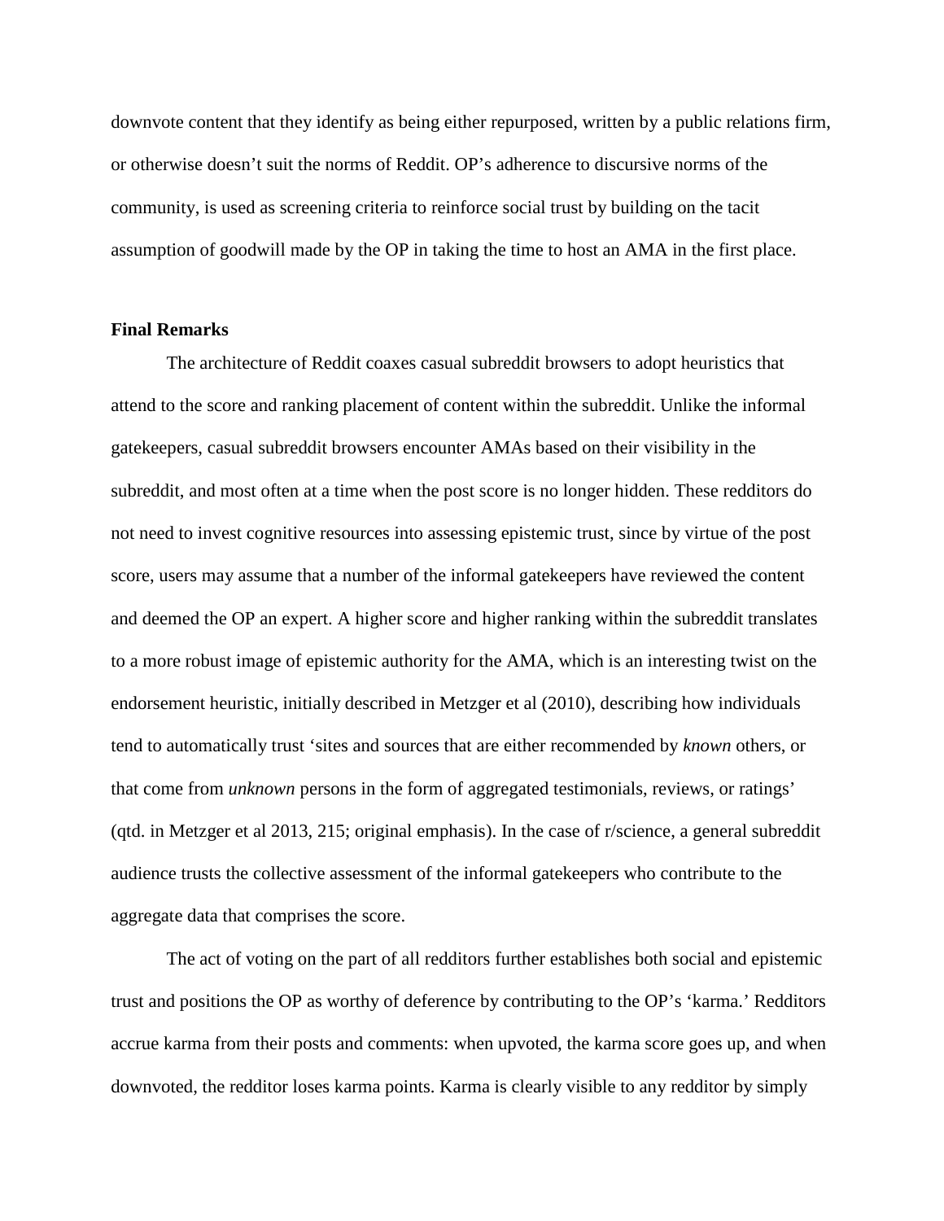downvote content that they identify as being either repurposed, written by a public relations firm, or otherwise doesn't suit the norms of Reddit. OP's adherence to discursive norms of the community, is used as screening criteria to reinforce social trust by building on the tacit assumption of goodwill made by the OP in taking the time to host an AMA in the first place.

**Final Remarks**

The architecture of Reddit coaxes casual subreddit browsers to adopt heuristics that attend to the score and ranking placement of content within the subreddit. Unlike the informal gatekeepers, casual subreddit browsers encounter AMAs based on their visibility in the subreddit, and most often at a time when the post score is no longer hidden. These redditors do not need to invest cognitive resources into assessing epistemic trust, since by virtue of the post score, users may assume that a number of the informal gatekeepers have reviewed the content and deemed the OP an expert. A higher score and higher ranking within the subreddit translates to a more robust image of epistemic authority for the AMA, which is an interesting twist on the endorsement heuristic, initially described in Metzger et al (2010), describing how individuals tend to automatically trust 'sites and sources that are either recommended by *known* others, or that come from *unknown* persons in the form of aggregated testimonials, reviews, or ratings' (qtd. in Metzger et al 2013, 215; original emphasis). In the case of r/science, a general subreddit audience trusts the collective assessment of the informal gatekeepers who contribute to the aggregate data that comprises the score.

The act of voting on the part of all redditors further establishes both social and epistemic trust and positions the OP as worthy of deference by contributing to the OP's 'karma.' Redditors accrue karma from their posts and comments: when upvoted, the karma score goes up, and when downvoted, the redditor loses karma points. Karma is clearly visible to any redditor by simply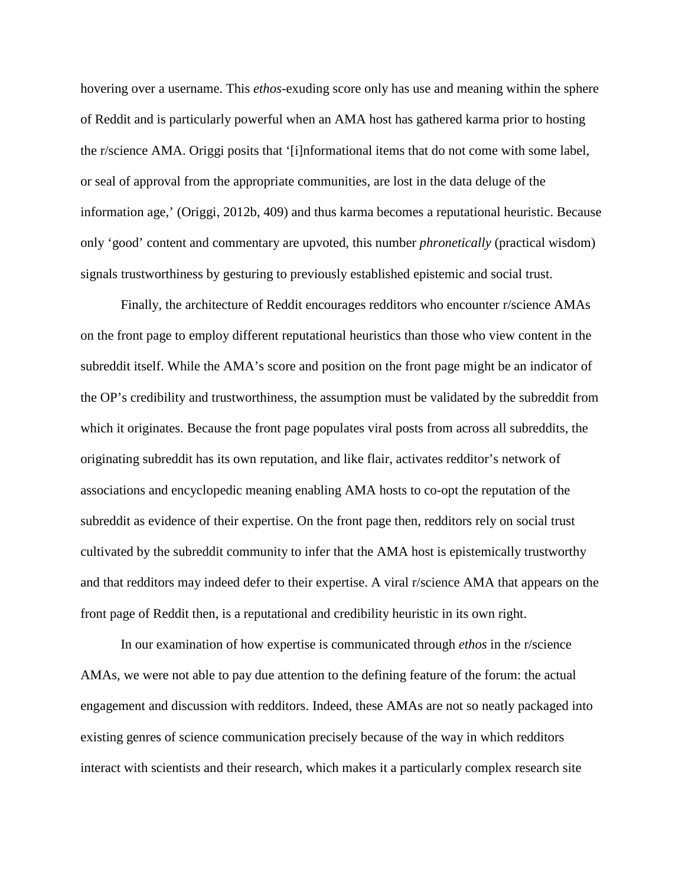hovering over a username. This *ethos*-exuding score only has use and meaning within the sphere of Reddit and is particularly powerful when an AMA host has gathered karma prior to hosting the r/science AMA. Origgi posits that '[i]nformational items that do not come with some label, or seal of approval from the appropriate communities, are lost in the data deluge of the information age,' (Origgi, 2012b, 409) and thus karma becomes a reputational heuristic. Because only 'good' content and commentary are upvoted, this number *phronetically* (practical wisdom) signals trustworthiness by gesturing to previously established epistemic and social trust.

Finally, the architecture of Reddit encourages redditors who encounter r/science AMAs on the front page to employ different reputational heuristics than those who view content in the subreddit itself. While the AMA's score and position on the front page might be an indicator of the OP's credibility and trustworthiness, the assumption must be validated by the subreddit from which it originates. Because the front page populates viral posts from across all subreddits, the originating subreddit has its own reputation, and like flair, activates redditor's network of associations and encyclopedic meaning enabling AMA hosts to co-opt the reputation of the subreddit as evidence of their expertise. On the front page then, redditors rely on social trust cultivated by the subreddit community to infer that the AMA host is epistemically trustworthy and that redditors may indeed defer to their expertise. A viral r/science AMA that appears on the front page of Reddit then, is a reputational and credibility heuristic in its own right.

In our examination of how expertise is communicated through *ethos* in the r/science AMAs, we were not able to pay due attention to the defining feature of the forum: the actual engagement and discussion with redditors. Indeed, these AMAs are not so neatly packaged into existing genres of science communication precisely because of the way in which redditors interact with scientists and their research, which makes it a particularly complex research site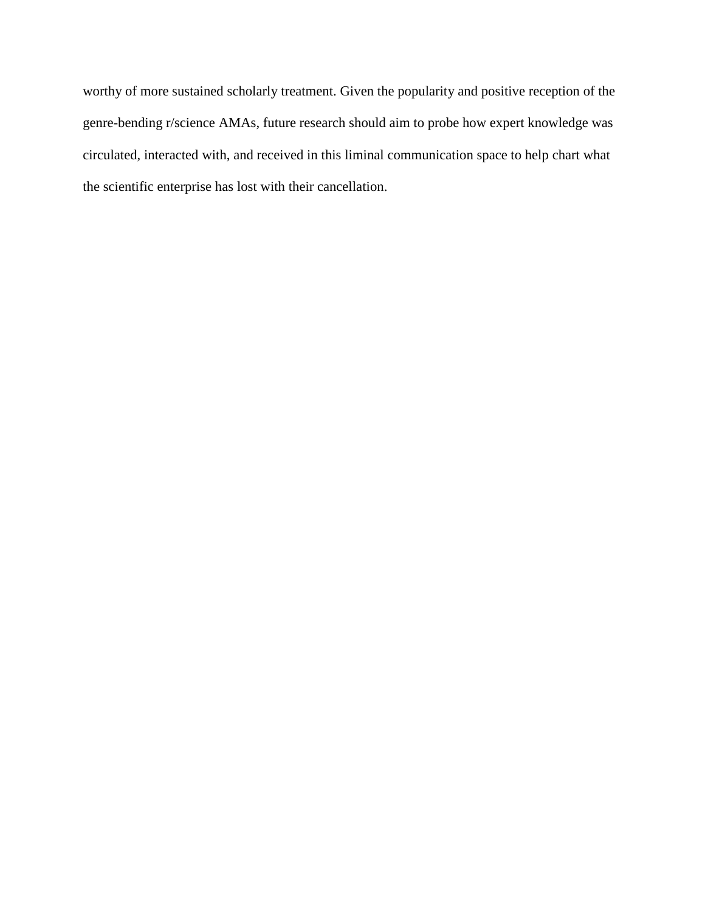worthy of more sustained scholarly treatment. Given the popularity and positive reception of the genre-bending r/science AMAs, future research should aim to probe how expert knowledge was circulated, interacted with, and received in this liminal communication space to help chart what the scientific enterprise has lost with their cancellation.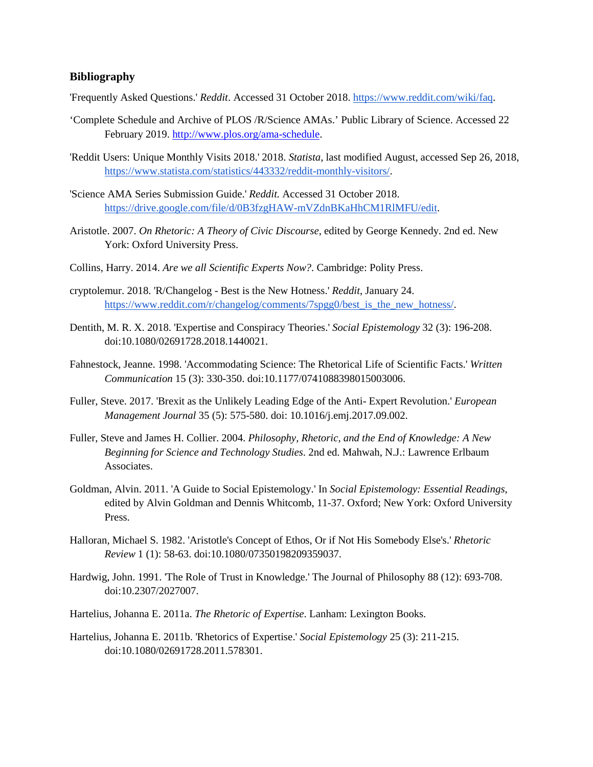## Bibliography

'Frequently Asked Questions.' *Reddit*. Accessed 31 October 2018. https://www.reddit.com/wiki/faq.

'Complete Schedule and Archive of PLOS /R/Science AMAs.' Public Library of Science. Accessed 22 February 2019. http://www.plos.org/ama-schedule.

'Reddit Users: Unique Monthly Visits 2018.' 2018. *Statista*, last modified August, accessed Sep 26, 2018, https://www.statista.com/statistics/443332/reddit-monthly-visitors/.

'Science AMA Series Submission Guide.' *Reddit*. Accessed 31 October 2018. https://drive.google.com/file/d/0B3fzgHAW-mVZdnBKaHhCM1RlMFU/edit.

Aristotle. 2007. *On Rhetoric: A Theory of Civic Discourse*, edited by George Kennedy. 2nd ed. New York: Oxford University Press.

Collins, Harry. 2014. *Are we all Scientific Experts Now?*. Cambridge: Polity Press.

cryptolemur. 2018. 'R/Changelog - Best is the New Hotness.' *Reddit*, January 24. https://www.reddit.com/r/changelog/comments/7spgg0/best_is_the_new_hotness/.

Dentith, M. R. X. 2018. 'Expertise and Conspiracy Theories.' *Social Epistemology* 32 (3): 196-208. doi:10.1080/02691728.2018.1440021.

Fahnestock, Jeanne. 1998. 'Accommodating Science: The Rhetorical Life of Scientific Facts.' *Written Communication* 15 (3): 330-350. doi:10.1177/0741088398015003006.

Fuller, Steve. 2017. 'Brexit as the Unlikely Leading Edge of the Anti- Expert Revolution.' *European Management Journal* 35 (5): 575-580. doi: 10.1016/j.emj.2017.09.002.

Fuller, Steve and James H. Collier. 2004. *Philosophy, Rhetoric, and the End of Knowledge: A New Beginning for Science and Technology Studies*. 2nd ed. Mahwah, N.J.: Lawrence Erlbaum Associates.

Goldman, Alvin. 2011. 'A Guide to Social Epistemology.' In *Social Epistemology: Essential Readings*, edited by Alvin Goldman and Dennis Whitcomb, 11-37. Oxford; New York: Oxford University Press.

Halloran, Michael S. 1982. 'Aristotle's Concept of Ethos, Or if Not His Somebody Else's.' *Rhetoric Review* 1 (1): 58-63. doi:10.1080/07350198209359037.

Hardwig, John. 1991. 'The Role of Trust in Knowledge.' The Journal of Philosophy 88 (12): 693-708. doi:10.2307/2027007.

Hartelius, Johanna E. 2011a. *The Rhetoric of Expertise*. Lanham: Lexington Books.

Hartelius, Johanna E. 2011b. 'Rhetorics of Expertise.' *Social Epistemology* 25 (3): 211-215. doi:10.1080/02691728.2011.578301.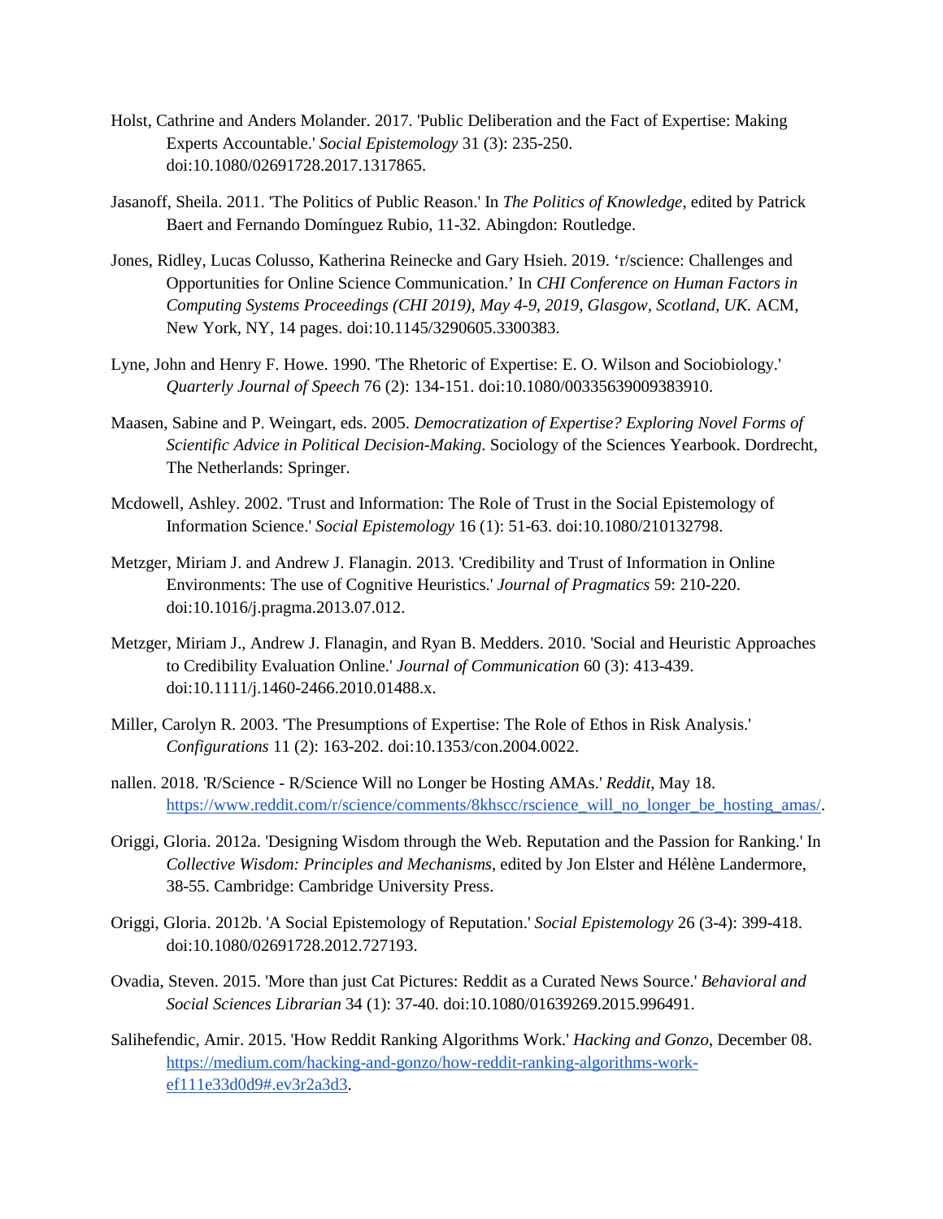Holst, Cathrine and Anders Molander. 2017. 'Public Deliberation and the Fact of Expertise: Making Experts Accountable.' *Social Epistemology* 31 (3): 235-250. doi:10.1080/02691728.2017.1317865.

Jasanoff, Sheila. 2011. 'The Politics of Public Reason.' In *The Politics of Knowledge*, edited by Patrick Baert and Fernando Domínguez Rubio, 11-32. Abingdon: Routledge.

Jones, Ridley, Lucas Colusso, Katherina Reinecke and Gary Hsieh. 2019. 'r/science: Challenges and Opportunities for Online Science Communication.' In *CHI Conference on Human Factors in Computing Systems Proceedings (CHI 2019), May 4-9, 2019, Glasgow, Scotland, UK.* ACM, New York, NY, 14 pages. doi:10.1145/3290605.3300383.

Lyne, John and Henry F. Howe. 1990. 'The Rhetoric of Expertise: E. O. Wilson and Sociobiology.' *Quarterly Journal of Speech* 76 (2): 134-151. doi:10.1080/00335639009383910.

Maasen, Sabine and P. Weingart, eds. 2005. *Democratization of Expertise? Exploring Novel Forms of Scientific Advice in Political Decision-Making*. Sociology of the Sciences Yearbook. Dordrecht, The Netherlands: Springer.

Mcdowell, Ashley. 2002. 'Trust and Information: The Role of Trust in the Social Epistemology of Information Science.' *Social Epistemology* 16 (1): 51-63. doi:10.1080/210132798.

Metzger, Miriam J. and Andrew J. Flanagin. 2013. 'Credibility and Trust of Information in Online Environments: The use of Cognitive Heuristics.' *Journal of Pragmatics* 59: 210-220. doi:10.1016/j.pragma.2013.07.012.

Metzger, Miriam J., Andrew J. Flanagin, and Ryan B. Medders. 2010. 'Social and Heuristic Approaches to Credibility Evaluation Online.' *Journal of Communication* 60 (3): 413-439. doi:10.1111/j.1460-2466.2010.01488.x.

Miller, Carolyn R. 2003. 'The Presumptions of Expertise: The Role of Ethos in Risk Analysis.' *Configurations* 11 (2): 163-202. doi:10.1353/con.2004.0022.

nallen. 2018. 'R/Science - R/Science Will no Longer be Hosting AMAs.' *Reddit*, May 18. https://www.reddit.com/r/science/comments/8khscc/rscience_will_no_longer_be_hosting_amas/.

Origgi, Gloria. 2012a. 'Designing Wisdom through the Web. Reputation and the Passion for Ranking.' In *Collective Wisdom: Principles and Mechanisms*, edited by Jon Elster and Hélène Landermore, 38-55. Cambridge: Cambridge University Press.

Origgi, Gloria. 2012b. 'A Social Epistemology of Reputation.' *Social Epistemology* 26 (3-4): 399-418. doi:10.1080/02691728.2012.727193.

Ovadia, Steven. 2015. 'More than just Cat Pictures: Reddit as a Curated News Source.' *Behavioral and Social Sciences Librarian* 34 (1): 37-40. doi:10.1080/01639269.2015.996491.

Salihefendic, Amir. 2015. 'How Reddit Ranking Algorithms Work.' *Hacking and Gonzo*, December 08. https://medium.com/hacking-and-gonzo/how-reddit-ranking-algorithms-work-ef111e33d0d9#.ev3r2a3d3.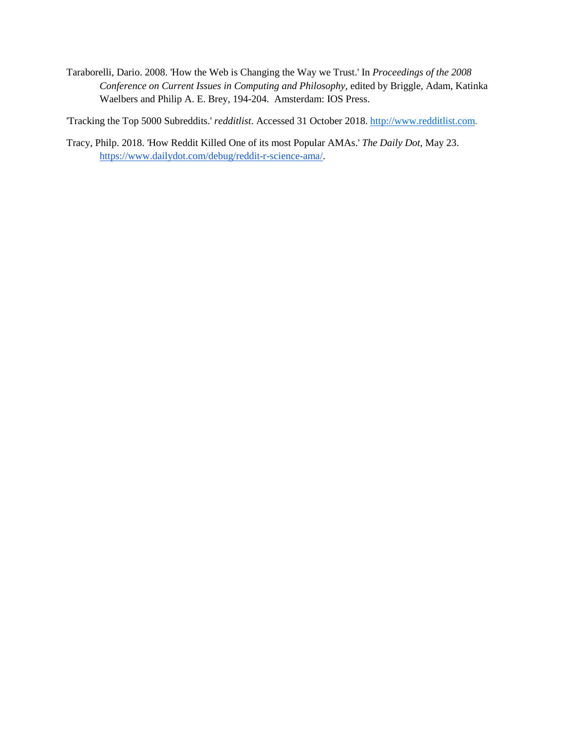Taraborelli, Dario. 2008. 'How the Web is Changing the Way we Trust.' In *Proceedings of the 2008 Conference on Current Issues in Computing and Philosophy*, edited by Briggle, Adam, Katinka Waelbers and Philip A. E. Brey, 194-204. Amsterdam: IOS Press.

'Tracking the Top 5000 Subreddits.' *redditlist*. Accessed 31 October 2018. http://www.redditlist.com.

Tracy, Philp. 2018. 'How Reddit Killed One of its most Popular AMAs.' *The Daily Dot*, May 23. https://www.dailydot.com/debug/reddit-r-science-ama/.